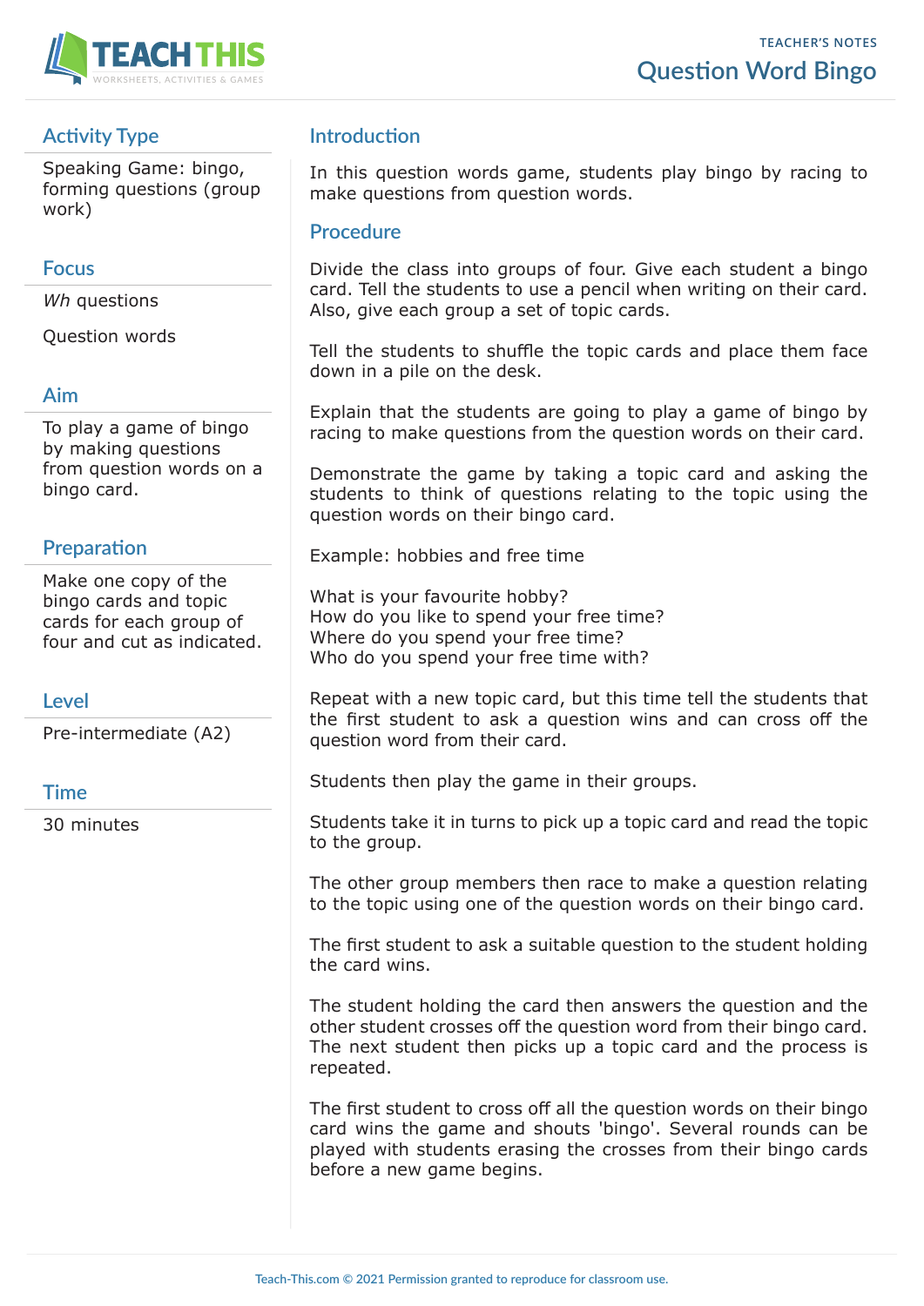# Question Word Bingo

## Activity Type

Speaking Game: bingo, forming questions (group work)

## Focus

*Wh* questions

Question words

## Aim

To play a game of bingo by making questions from question words on a bingo card.

## Preparation

Make one copy of the bingo cards and topic cards for each group of four and cut as indicated.

## Level

Pre-intermediate (A2)

## Time

30 minutes

## Introduction

In this question words game, students play bingo by racing to make questions from question words.

## Procedure

Divide the class into groups of four. Give each student a bingo card. Tell the students to use a pencil when writing on their card. Also, give each group a set of topic cards.

Tell the students to shuffle the topic cards and place them face down in a pile on the desk.

Explain that the students are going to play a game of bingo by racing to make questions from the question words on their card.

Demonstrate the game by taking a topic card and asking the students to think of questions relating to the topic using the question words on their bingo card.

Example: hobbies and free time

What is your favourite hobby?  
How do you like to spend your free time?  
Where do you spend your free time?  
Who do you spend your free time with?

Repeat with a new topic card, but this time tell the students that the first student to ask a question wins and can cross off the question word from their card.

Students then play the game in their groups.

Students take it in turns to pick up a topic card and read the topic to the group.

The other group members then race to make a question relating to the topic using one of the question words on their bingo card.

The first student to ask a suitable question to the student holding the card wins.

The student holding the card then answers the question and the other student crosses off the question word from their bingo card. The next student then picks up a topic card and the process is repeated.

The first student to cross off all the question words on their bingo card wins the game and shouts 'bingo'. Several rounds can be played with students erasing the crosses from their bingo cards before a new game begins.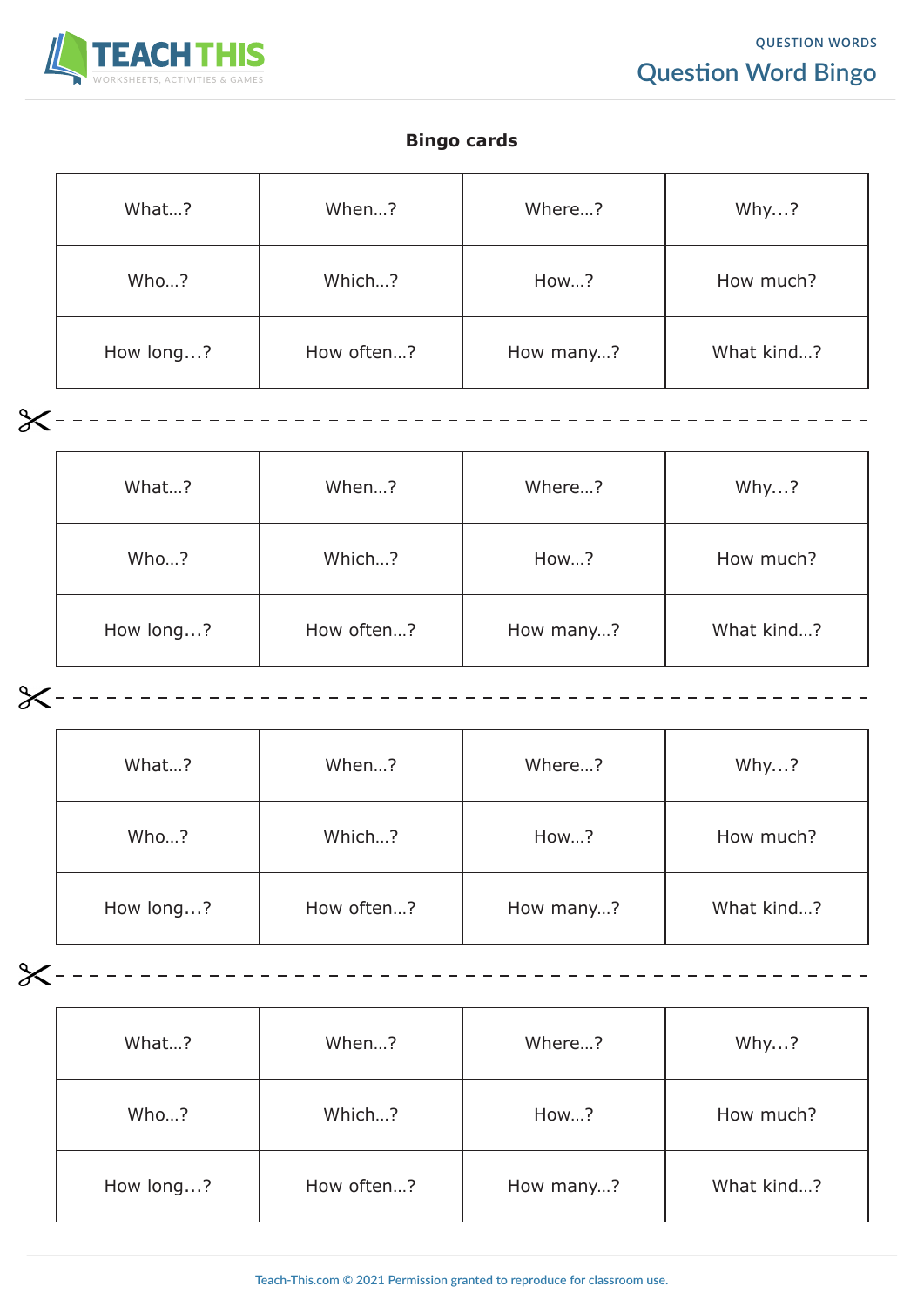## Bingo cards

| | | | |
|---|---|---|---|
| What...? | When...? | Where...? | Why...? |
| Who...? | Which...? | How...? | How much? |
| How long...? | How often...? | How many...? | What kind...? |

| | | | |
|---|---|---|---|
| What...? | When...? | Where...? | Why...? |
| Who...? | Which...? | How...? | How much? |
| How long...? | How often...? | How many...? | What kind...? |

| | | | |
|---|---|---|---|
| What...? | When...? | Where...? | Why...? |
| Who...? | Which...? | How...? | How much? |
| How long...? | How often...? | How many...? | What kind...? |

| | | | |
|---|---|---|---|
| What...? | When...? | Where...? | Why...? |
| Who...? | Which...? | How...? | How much? |
| How long...? | How often...? | How many...? | What kind...? |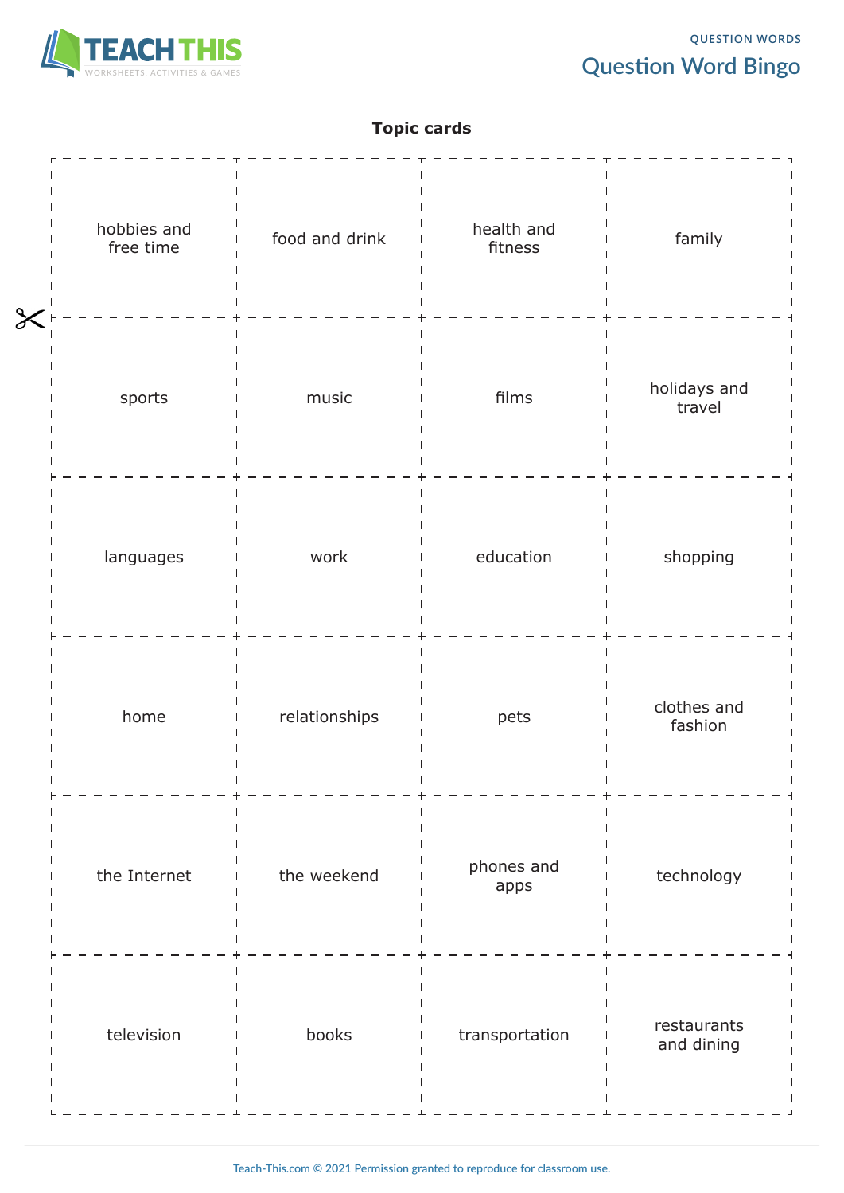## Topic cards

| | | | |
|---|---|---|---|
| hobbies and free time | food and drink | health and fitness | family |
| sports | music | films | holidays and travel |
| languages | work | education | shopping |
| home | relationships | pets | clothes and fashion |
| the Internet | the weekend | phones and apps | technology |
| television | books | transportation | restaurants and dining |